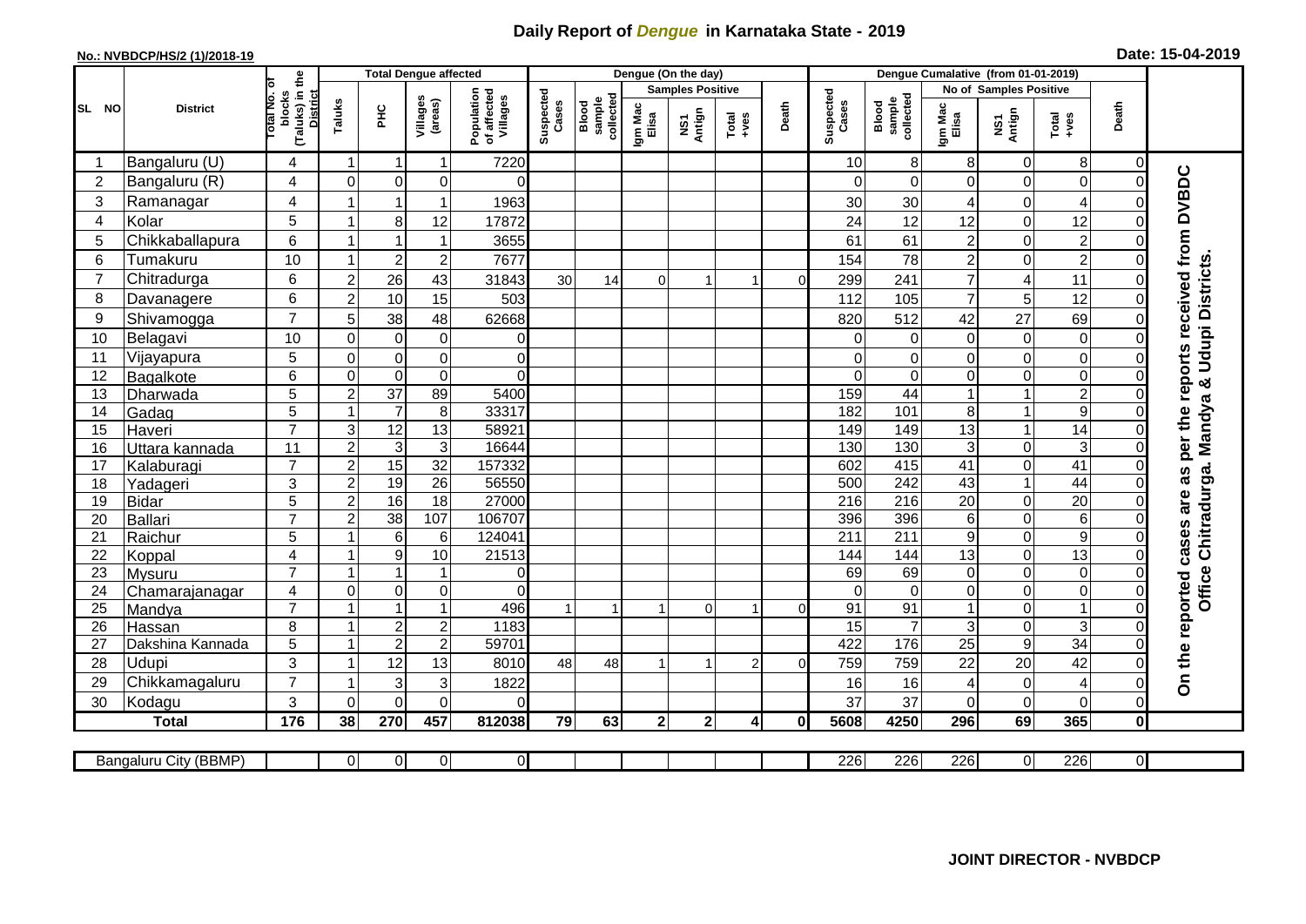# Daily Report of *Dengue* in Karnataka State - 2019

**No.: NVBDCP/HS/2 (1)/2018-19**

**Date: 15-04-2019**

| SL NO | District | Total No. of blocks (Taluks) in the District | Total Dengue affected | | | | Dengue (On the day) | | | | | | Dengue Cumalative (from 01-01-2019) | | | | | | |
|---|---|---|---|---|---|---|---|---|---|---|---|---|---|---|---|---|---|---|---|
| | | | Taluks | PHC | Villages (areas) | Population of affected Villages | Suspected Cases | Blood sample collected | Samples Positive | | | Death | Suspected Cases | Blood sample collected | No of Samples Positive | | | Death | |
| | | | | | | | | | Igm Mac Elisa | NS1 Antign | Total +ves | | | | Igm Mac Elisa | NS1 Antign | Total +ves | | |
| 1 | Bangaluru (U) | 4 | 1 | 1 | 1 | 7220 | | | | | | | 10 | 8 | 8 | 0 | 8 | 0 | On the reported cases are as per the reports received from DVBDC Office Chitradurga. Mandya & Udupi Districts. |
| 2 | Bangaluru (R) | 4 | 0 | 0 | 0 | 0 | | | | | | | 0 | 0 | 0 | 0 | 0 | 0 | |
| 3 | Ramanagar | 4 | 1 | 1 | 1 | 1963 | | | | | | | 30 | 30 | 4 | 0 | 4 | 0 | |
| 4 | Kolar | 5 | 1 | 8 | 12 | 17872 | | | | | | | 24 | 12 | 12 | 0 | 12 | 0 | |
| 5 | Chikkaballapura | 6 | 1 | 1 | 1 | 3655 | | | | | | | 61 | 61 | 2 | 0 | 2 | 0 | |
| 6 | Tumakuru | 10 | 1 | 2 | 2 | 7677 | | | | | | | 154 | 78 | 2 | 0 | 2 | 0 | |
| 7 | Chitradurga | 6 | 2 | 26 | 43 | 31843 | 30 | 14 | 0 | 1 | 1 | 0 | 299 | 241 | 7 | 4 | 11 | 0 | |
| 8 | Davanagere | 6 | 2 | 10 | 15 | 503 | | | | | | | 112 | 105 | 7 | 5 | 12 | 0 | |
| 9 | Shivamogga | 7 | 5 | 38 | 48 | 62668 | | | | | | | 820 | 512 | 42 | 27 | 69 | 0 | |
| 10 | Belagavi | 10 | 0 | 0 | 0 | 0 | | | | | | | 0 | 0 | 0 | 0 | 0 | 0 | |
| 11 | Vijayapura | 5 | 0 | 0 | 0 | 0 | | | | | | | 0 | 0 | 0 | 0 | 0 | 0 | |
| 12 | Bagalkote | 6 | 0 | 0 | 0 | 0 | | | | | | | 0 | 0 | 0 | 0 | 0 | 0 | |
| 13 | Dharwada | 5 | 2 | 37 | 89 | 5400 | | | | | | | 159 | 44 | 1 | 1 | 2 | 0 | |
| 14 | Gadag | 5 | 1 | 7 | 8 | 33317 | | | | | | | 182 | 101 | 8 | 1 | 9 | 0 | |
| 15 | Haveri | 7 | 3 | 12 | 13 | 58921 | | | | | | | 149 | 149 | 13 | 1 | 14 | 0 | |
| 16 | Uttara kannada | 11 | 2 | 3 | 3 | 16644 | | | | | | | 130 | 130 | 3 | 0 | 3 | 0 | |
| 17 | Kalaburagi | 7 | 2 | 15 | 32 | 157332 | | | | | | | 602 | 415 | 41 | 0 | 41 | 0 | |
| 18 | Yadageri | 3 | 2 | 19 | 26 | 56550 | | | | | | | 500 | 242 | 43 | 1 | 44 | 0 | |
| 19 | Bidar | 5 | 2 | 16 | 18 | 27000 | | | | | | | 216 | 216 | 20 | 0 | 20 | 0 | |
| 20 | Ballari | 7 | 2 | 38 | 107 | 106707 | | | | | | | 396 | 396 | 6 | 0 | 6 | 0 | |
| 21 | Raichur | 5 | 1 | 6 | 6 | 124041 | | | | | | | 211 | 211 | 9 | 0 | 9 | 0 | |
| 22 | Koppal | 4 | 1 | 9 | 10 | 21513 | | | | | | | 144 | 144 | 13 | 0 | 13 | 0 | |
| 23 | Mysuru | 7 | 1 | 1 | 1 | 0 | | | | | | | 69 | 69 | 0 | 0 | 0 | 0 | |
| 24 | Chamarajanagar | 4 | 0 | 0 | 0 | 0 | | | | | | | 0 | 0 | 0 | 0 | 0 | 0 | |
| 25 | Mandya | 7 | 1 | 1 | 1 | 496 | 1 | 1 | 1 | 0 | 1 | 0 | 91 | 91 | 1 | 0 | 1 | 0 | |
| 26 | Hassan | 8 | 1 | 2 | 2 | 1183 | | | | | | | 15 | 7 | 3 | 0 | 3 | 0 | |
| 27 | Dakshina Kannada | 5 | 1 | 2 | 2 | 59701 | | | | | | | 422 | 176 | 25 | 9 | 34 | 0 | |
| 28 | Udupi | 3 | 1 | 12 | 13 | 8010 | 48 | 48 | 1 | 1 | 2 | 0 | 759 | 759 | 22 | 20 | 42 | 0 | |
| 29 | Chikkamagaluru | 7 | 1 | 3 | 3 | 1822 | | | | | | | 16 | 16 | 4 | 0 | 4 | 0 | |
| 30 | Kodagu | 3 | 0 | 0 | 0 | 0 | | | | | | | 37 | 37 | 0 | 0 | 0 | 0 | |
| **Total** | | **176** | **38** | **270** | **457** | **812038** | **79** | **63** | **2** | **2** | **4** | **0** | **5608** | **4250** | **296** | **69** | **365** | **0** | |

| Bangaluru City (BBMP) | | 0 | 0 | 0 | 0 | | | | | | | 226 | 226 | 226 | 0 | 226 | 0 |
|---|---|---|---|---|---|---|---|---|---|---|---|---|---|---|---|---|---|

**JOINT DIRECTOR - NVBDCP**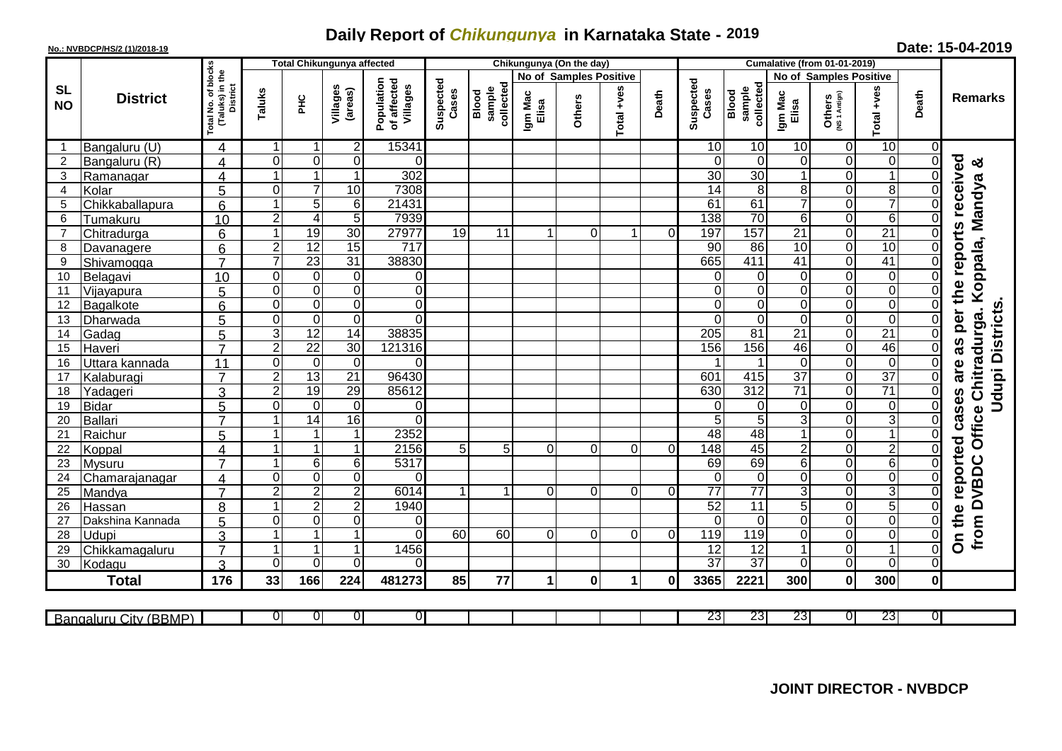# Daily Report of *Chikungunya* in Karnataka State - 2019

**No.: NVBDCP/HS/2 (1)/2018-19**

**Date: 15-04-2019**

| SL NO | District | Total No. of blocks (Taluks) in the District | Total Chikungunya affected | | | | Chikungunya (On the day) | | | | | | | Cumalative (from 01-01-2019) | | | | | | | Remarks |
|---|---|---|---|---|---|---|---|---|---|---|---|---|---|---|---|---|---|---|---|---|---|
| | | | Taluks | PHC | Villages (areas) | Population of affected Villages | Suspected Cases | Blood sample collected | No of Samples Positive | | | Death | Suspected Cases | Blood sample collected | No of Samples Positive | | | Death | |
| | | | | | | | | | Igm Mac Elisa | Others | Total +ves | | | | Igm Mac Elisa | Others (NS 1 Antign) | Total +ves | | |
| 1 | Bangaluru (U) | 4 | 1 | 1 | 2 | 15341 | | | | | | | 10 | 10 | 10 | 0 | 10 | 0 | On the reported cases are as per the reports received from DVBDC Office Chitradurga. Koppala, Mandya & Udupi Districts. |
| 2 | Bangaluru (R) | 4 | 0 | 0 | 0 | 0 | | | | | | | 0 | 0 | 0 | 0 | 0 | 0 | |
| 3 | Ramanagar | 4 | 1 | 1 | 1 | 302 | | | | | | | 30 | 30 | 1 | 0 | 1 | 0 | |
| 4 | Kolar | 5 | 0 | 7 | 10 | 7308 | | | | | | | 14 | 8 | 8 | 0 | 8 | 0 | |
| 5 | Chikkaballapura | 6 | 1 | 5 | 6 | 21431 | | | | | | | 61 | 61 | 7 | 0 | 7 | 0 | |
| 6 | Tumakuru | 10 | 2 | 4 | 5 | 7939 | | | | | | | 138 | 70 | 6 | 0 | 6 | 0 | |
| 7 | Chitradurga | 6 | 1 | 19 | 30 | 27977 | 19 | 11 | 1 | 0 | 1 | 0 | 197 | 157 | 21 | 0 | 21 | 0 | |
| 8 | Davanagere | 6 | 2 | 12 | 15 | 717 | | | | | | | 90 | 86 | 10 | 0 | 10 | 0 | |
| 9 | Shivamogga | 7 | 7 | 23 | 31 | 38830 | | | | | | | 665 | 411 | 41 | 0 | 41 | 0 | |
| 10 | Belagavi | 10 | 0 | 0 | 0 | 0 | | | | | | | 0 | 0 | 0 | 0 | 0 | 0 | |
| 11 | Vijayapura | 5 | 0 | 0 | 0 | 0 | | | | | | | 0 | 0 | 0 | 0 | 0 | 0 | |
| 12 | Bagalkote | 6 | 0 | 0 | 0 | 0 | | | | | | | 0 | 0 | 0 | 0 | 0 | 0 | |
| 13 | Dharwada | 5 | 0 | 0 | 0 | 0 | | | | | | | 0 | 0 | 0 | 0 | 0 | 0 | |
| 14 | Gadag | 5 | 3 | 12 | 14 | 38835 | | | | | | | 205 | 81 | 21 | 0 | 21 | 0 | |
| 15 | Haveri | 7 | 2 | 22 | 30 | 121316 | | | | | | | 156 | 156 | 46 | 0 | 46 | 0 | |
| 16 | Uttara kannada | 11 | 0 | 0 | 0 | 0 | | | | | | | 1 | 1 | 0 | 0 | 0 | 0 | |
| 17 | Kalaburagi | 7 | 2 | 13 | 21 | 96430 | | | | | | | 601 | 415 | 37 | 0 | 37 | 0 | |
| 18 | Yadageri | 3 | 2 | 19 | 29 | 85612 | | | | | | | 630 | 312 | 71 | 0 | 71 | 0 | |
| 19 | Bidar | 5 | 0 | 0 | 0 | 0 | | | | | | | 0 | 0 | 0 | 0 | 0 | 0 | |
| 20 | Ballari | 7 | 1 | 14 | 16 | 0 | | | | | | | 5 | 5 | 3 | 0 | 3 | 0 | |
| 21 | Raichur | 5 | 1 | 1 | 1 | 2352 | | | | | | | 48 | 48 | 1 | 0 | 1 | 0 | |
| 22 | Koppal | 4 | 1 | 1 | 1 | 2156 | 5 | 5 | 0 | 0 | 0 | 0 | 148 | 45 | 2 | 0 | 2 | 0 | |
| 23 | Mysuru | 7 | 1 | 6 | 6 | 5317 | | | | | | | 69 | 69 | 6 | 0 | 6 | 0 | |
| 24 | Chamarajanagar | 4 | 0 | 0 | 0 | 0 | | | | | | | 0 | 0 | 0 | 0 | 0 | 0 | |
| 25 | Mandya | 7 | 2 | 2 | 2 | 6014 | 1 | 1 | 0 | 0 | 0 | 0 | 77 | 77 | 3 | 0 | 3 | 0 | |
| 26 | Hassan | 8 | 1 | 2 | 2 | 1940 | | | | | | | 52 | 11 | 5 | 0 | 5 | 0 | |
| 27 | Dakshina Kannada | 5 | 0 | 0 | 0 | 0 | | | | | | | 0 | 0 | 0 | 0 | 0 | 0 | |
| 28 | Udupi | 3 | 1 | 1 | 1 | 0 | 60 | 60 | 0 | 0 | 0 | 0 | 119 | 119 | 0 | 0 | 0 | 0 | |
| 29 | Chikkamagaluru | 7 | 1 | 1 | 1 | 1456 | | | | | | | 12 | 12 | 1 | 0 | 1 | 0 | |
| 30 | Kodagu | 3 | 0 | 0 | 0 | 0 | | | | | | | 37 | 37 | 0 | 0 | 0 | 0 | |
| | **Total** | **176** | **33** | **166** | **224** | **481273** | **85** | **77** | **1** | **0** | **1** | **0** | **3365** | **2221** | **300** | **0** | **300** | **0** | |
| | Bangaluru City (BBMP) | | 0 | 0 | 0 | 0 | | | | | | | 23 | 23 | 23 | 0 | 23 | 0 | |

**JOINT DIRECTOR - NVBDCP**